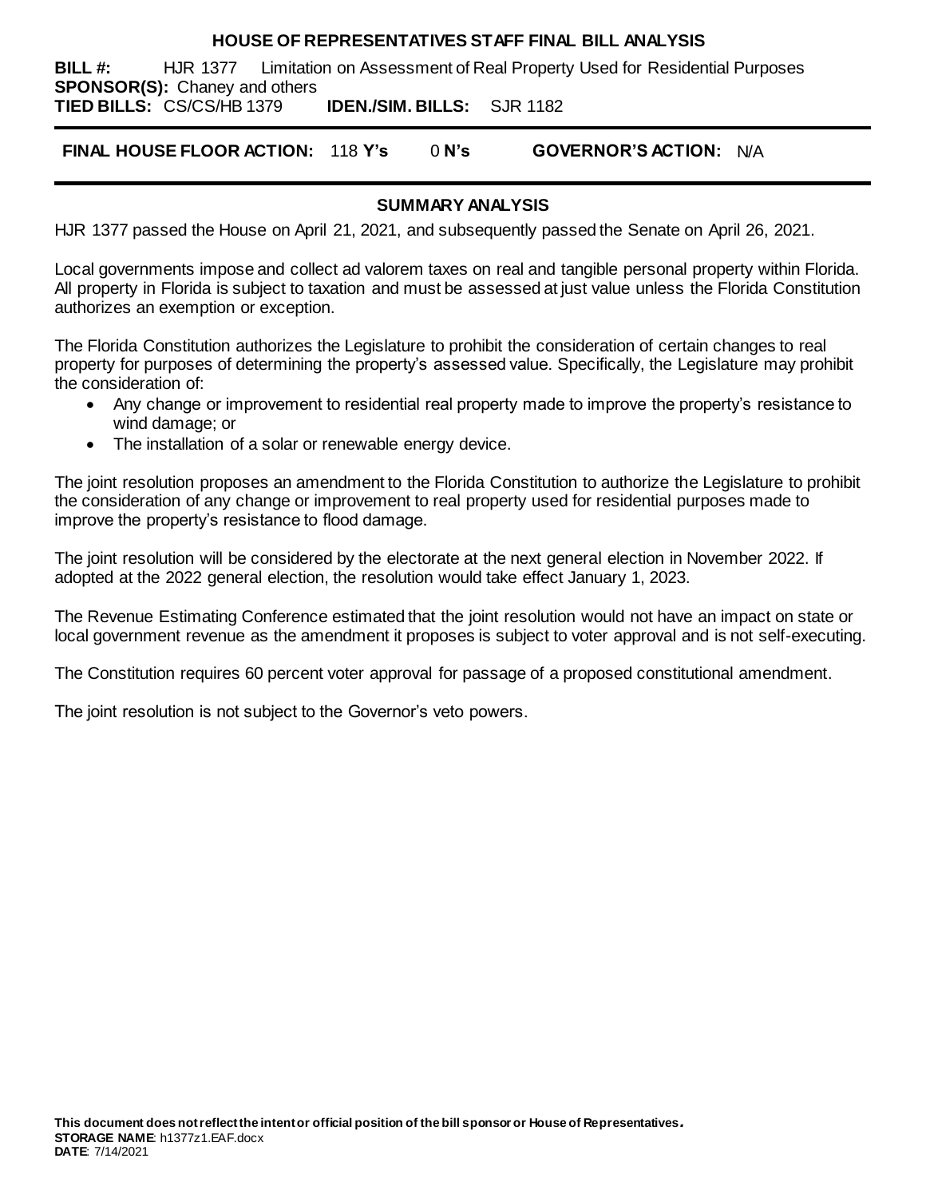# HOUSE OF REPRESENTATIVES STAFF FINAL BILL ANALYSIS

**BILL #:** HJR 1377 Limitation on Assessment of Real Property Used for Residential Purposes
**SPONSOR(S):** Chaney and others
**TIED BILLS:** CS/CS/HB 1379 **IDEN./SIM. BILLS:** SJR 1182

**FINAL HOUSE FLOOR ACTION:** 118 **Y's** 0 **N's** **GOVERNOR'S ACTION:** N/A

## SUMMARY ANALYSIS

HJR 1377 passed the House on April 21, 2021, and subsequently passed the Senate on April 26, 2021.

Local governments impose and collect ad valorem taxes on real and tangible personal property within Florida. All property in Florida is subject to taxation and must be assessed at just value unless the Florida Constitution authorizes an exemption or exception.

The Florida Constitution authorizes the Legislature to prohibit the consideration of certain changes to real property for purposes of determining the property's assessed value. Specifically, the Legislature may prohibit the consideration of:

- Any change or improvement to residential real property made to improve the property's resistance to wind damage; or
- The installation of a solar or renewable energy device.

The joint resolution proposes an amendment to the Florida Constitution to authorize the Legislature to prohibit the consideration of any change or improvement to real property used for residential purposes made to improve the property's resistance to flood damage.

The joint resolution will be considered by the electorate at the next general election in November 2022. If adopted at the 2022 general election, the resolution would take effect January 1, 2023.

The Revenue Estimating Conference estimated that the joint resolution would not have an impact on state or local government revenue as the amendment it proposes is subject to voter approval and is not self-executing.

The Constitution requires 60 percent voter approval for passage of a proposed constitutional amendment.

The joint resolution is not subject to the Governor's veto powers.

**This document does not reflect the intent or official position of the bill sponsor or House of Representatives.**
**STORAGE NAME**: h1377z1.EAF.docx
**DATE**: 7/14/2021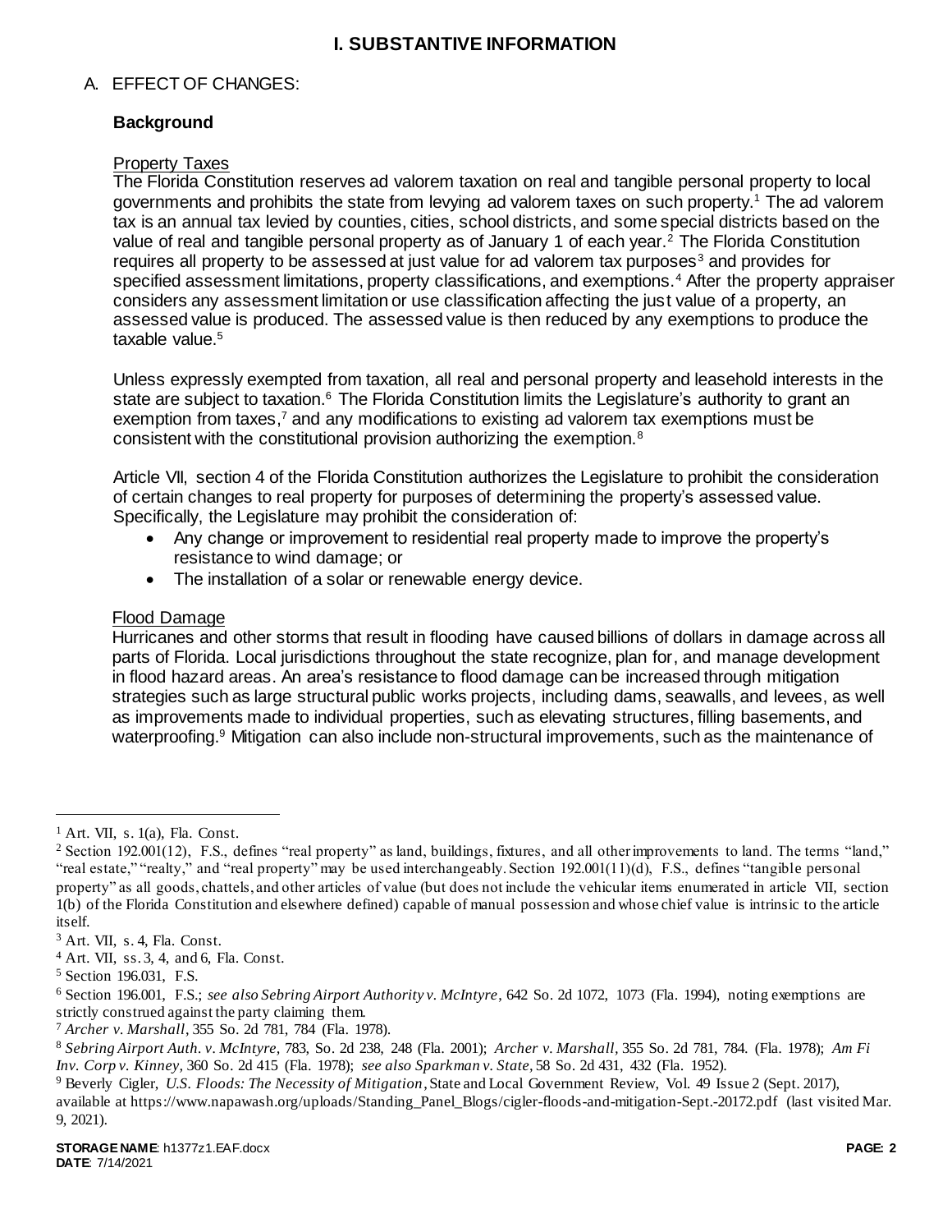# I. SUBSTANTIVE INFORMATION

A. EFFECT OF CHANGES:

### Background

Property Taxes

The Florida Constitution reserves ad valorem taxation on real and tangible personal property to local governments and prohibits the state from levying ad valorem taxes on such property.[1] The ad valorem tax is an annual tax levied by counties, cities, school districts, and some special districts based on the value of real and tangible personal property as of January 1 of each year.[2] The Florida Constitution requires all property to be assessed at just value for ad valorem tax purposes[3] and provides for specified assessment limitations, property classifications, and exemptions.[4] After the property appraiser considers any assessment limitation or use classification affecting the just value of a property, an assessed value is produced. The assessed value is then reduced by any exemptions to produce the taxable value.[5]

Unless expressly exempted from taxation, all real and personal property and leasehold interests in the state are subject to taxation.[6] The Florida Constitution limits the Legislature's authority to grant an exemption from taxes,[7] and any modifications to existing ad valorem tax exemptions must be consistent with the constitutional provision authorizing the exemption.[8]

Article VII, section 4 of the Florida Constitution authorizes the Legislature to prohibit the consideration of certain changes to real property for purposes of determining the property's assessed value. Specifically, the Legislature may prohibit the consideration of:

- Any change or improvement to residential real property made to improve the property's resistance to wind damage; or
- The installation of a solar or renewable energy device.

Flood Damage

Hurricanes and other storms that result in flooding have caused billions of dollars in damage across all parts of Florida. Local jurisdictions throughout the state recognize, plan for, and manage development in flood hazard areas. An area's resistance to flood damage can be increased through mitigation strategies such as large structural public works projects, including dams, seawalls, and levees, as well as improvements made to individual properties, such as elevating structures, filling basements, and waterproofing.[9] Mitigation can also include non-structural improvements, such as the maintenance of

---

[1] Art. VII, s. 1(a), Fla. Const.

[2] Section 192.001(12), F.S., defines "real property" as land, buildings, fixtures, and all other improvements to land. The terms "land," "real estate," "realty," and "real property" may be used interchangeably. Section 192.001(11)(d), F.S., defines "tangible personal property" as all goods, chattels, and other articles of value (but does not include the vehicular items enumerated in article VII, section 1(b) of the Florida Constitution and elsewhere defined) capable of manual possession and whose chief value is intrinsic to the article itself.

[3] Art. VII, s. 4, Fla. Const.

[4] Art. VII, ss. 3, 4, and 6, Fla. Const.

[5] Section 196.031, F.S.

[6] Section 196.001, F.S.; *see also Sebring Airport Authority v. McIntyre*, 642 So. 2d 1072, 1073 (Fla. 1994), noting exemptions are strictly construed against the party claiming them.

[7] *Archer v. Marshall*, 355 So. 2d 781, 784 (Fla. 1978).

[8] *Sebring Airport Auth. v. McIntyre*, 783, So. 2d 238, 248 (Fla. 2001); *Archer v. Marshall*, 355 So. 2d 781, 784. (Fla. 1978); *Am Fi Inv. Corp v. Kinney*, 360 So. 2d 415 (Fla. 1978); *see also Sparkman v. State*, 58 So. 2d 431, 432 (Fla. 1952).

[9] Beverly Cigler, *U.S. Floods: The Necessity of Mitigation*, State and Local Government Review, Vol. 49 Issue 2 (Sept. 2017), available at https://www.napawash.org/uploads/Standing_Panel_Blogs/cigler-floods-and-mitigation-Sept.-20172.pdf (last visited Mar. 9, 2021).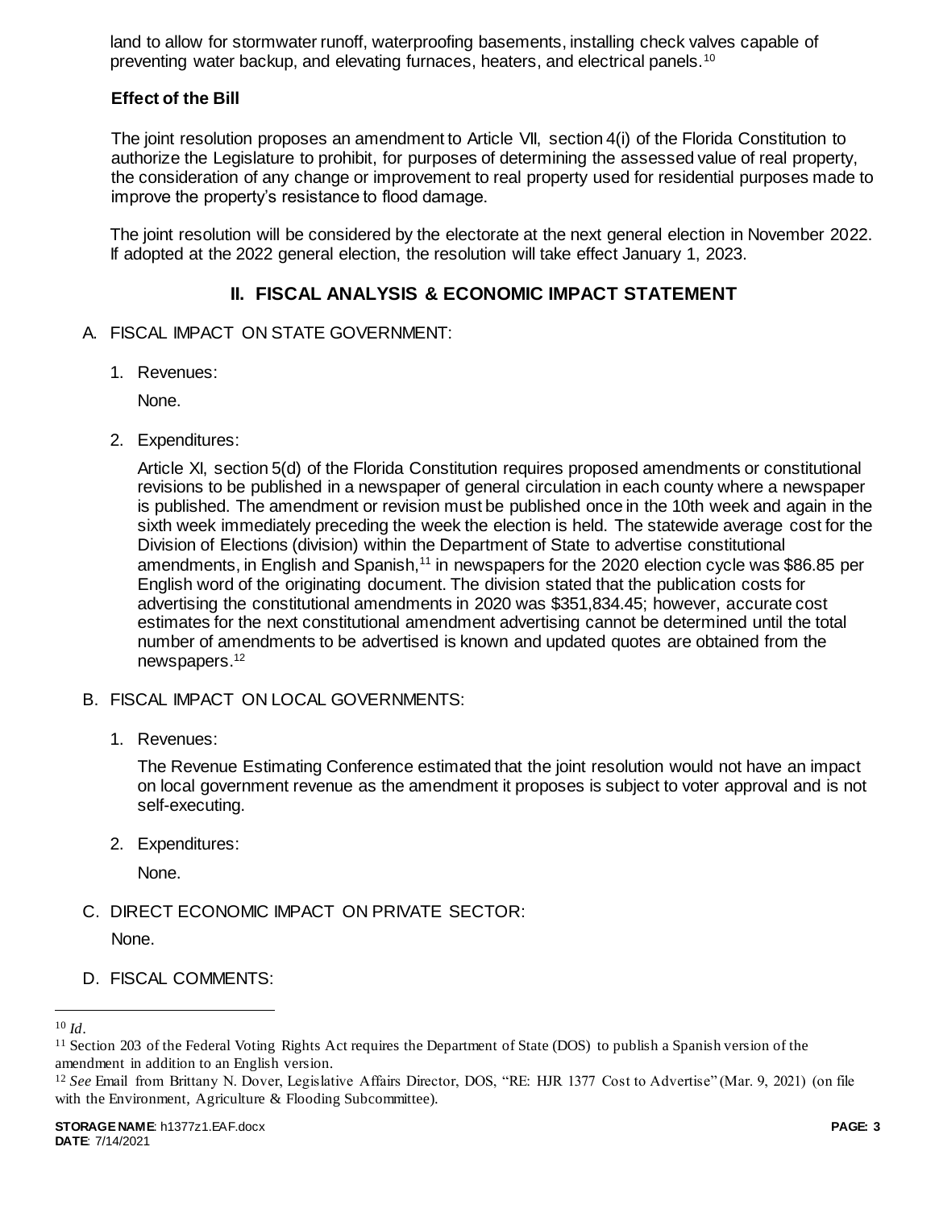land to allow for stormwater runoff, waterproofing basements, installing check valves capable of preventing water backup, and elevating furnaces, heaters, and electrical panels.[10]

### Effect of the Bill

The joint resolution proposes an amendment to Article VII, section 4(i) of the Florida Constitution to authorize the Legislature to prohibit, for purposes of determining the assessed value of real property, the consideration of any change or improvement to real property used for residential purposes made to improve the property's resistance to flood damage.

The joint resolution will be considered by the electorate at the next general election in November 2022. If adopted at the 2022 general election, the resolution will take effect January 1, 2023.

## II. FISCAL ANALYSIS & ECONOMIC IMPACT STATEMENT

A. FISCAL IMPACT ON STATE GOVERNMENT:

1. Revenues:

   None.

2. Expenditures:

   Article XI, section 5(d) of the Florida Constitution requires proposed amendments or constitutional revisions to be published in a newspaper of general circulation in each county where a newspaper is published. The amendment or revision must be published once in the 10th week and again in the sixth week immediately preceding the week the election is held. The statewide average cost for the Division of Elections (division) within the Department of State to advertise constitutional amendments, in English and Spanish,[11] in newspapers for the 2020 election cycle was $86.85 per English word of the originating document. The division stated that the publication costs for advertising the constitutional amendments in 2020 was $351,834.45; however, accurate cost estimates for the next constitutional amendment advertising cannot be determined until the total number of amendments to be advertised is known and updated quotes are obtained from the newspapers.[12]

B. FISCAL IMPACT ON LOCAL GOVERNMENTS:

1. Revenues:

   The Revenue Estimating Conference estimated that the joint resolution would not have an impact on local government revenue as the amendment it proposes is subject to voter approval and is not self-executing.

2. Expenditures:

   None.

C. DIRECT ECONOMIC IMPACT ON PRIVATE SECTOR:

   None.

D. FISCAL COMMENTS:

---

[10] *Id*.

[11] Section 203 of the Federal Voting Rights Act requires the Department of State (DOS) to publish a Spanish version of the amendment in addition to an English version.

[12] *See* Email from Brittany N. Dover, Legislative Affairs Director, DOS, "RE: HJR 1377 Cost to Advertise" (Mar. 9, 2021) (on file with the Environment, Agriculture & Flooding Subcommittee).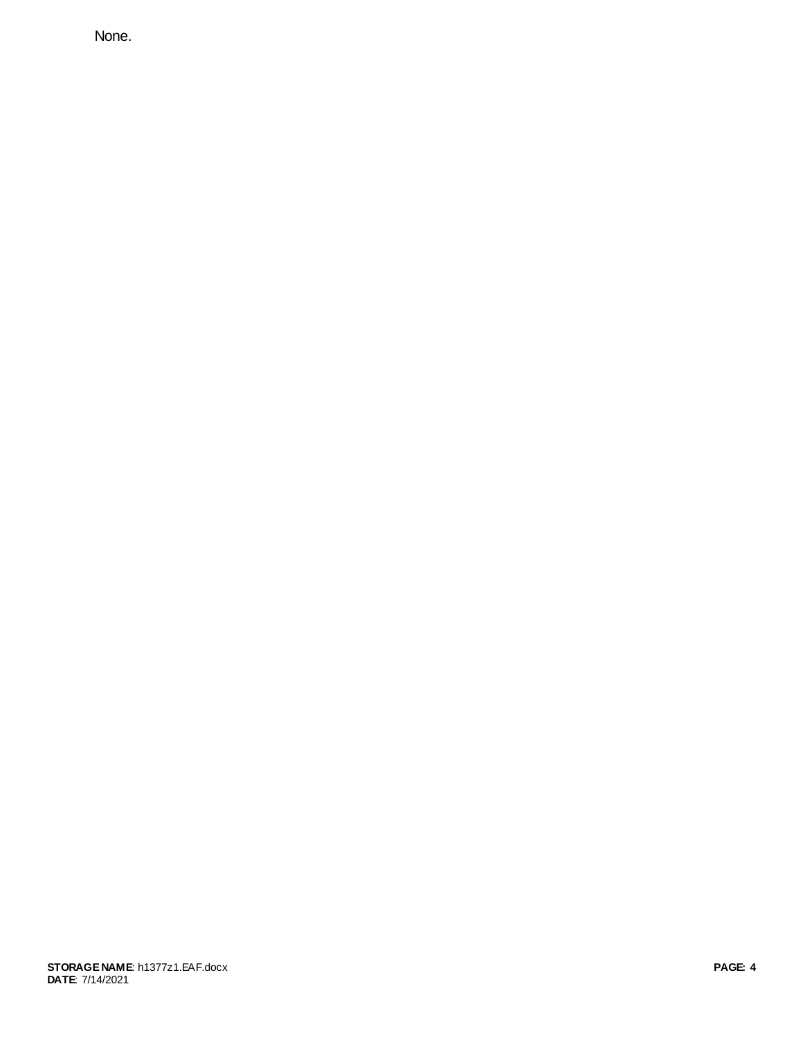None.